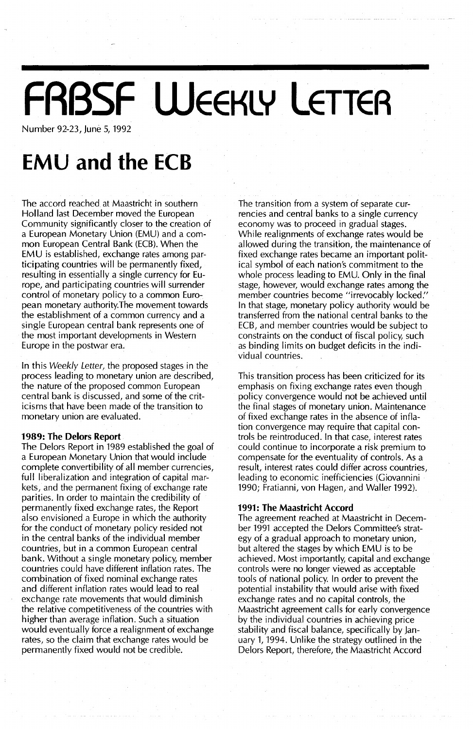# FRBSF Weekly Letter

Number 92-23, June 5, 1992

# EMU and the ECB

The accord reached at Maastricht in southern Holland last December moved the European Community significantly closer to the creation of a European Monetary Union (EMU) and a common European Central Bank (ECB). When the EMU is established, exchange rates among participating countries will be permanently fixed, resulting in essentially a single currency for Europe, and participating countries will surrender control of monetary policy to a common European monetary authority.The movement towards the establishment of a common currency and a single European central bank represents one of the most important developments in Western Europe in the postwar era.

In this *Weekly Letter*, the proposed stages in the process leading to monetary union are described, the nature of the proposed common European central bank is discussed, and some of the criticisms that have been made of the transition to monetary union are evaluated.

### 1989: The Delors Report

The Delors Report in 1989 established the goal of a European Monetary Union that would include complete convertibility of all member currencies, full liberalization and integration of capital markets, and the permanent fixing of exchange rate parities. In order to maintain the credibility of permanently fixed exchange rates, the Report also envisioned a Europe in which the authority for the conduct of monetary policy resided not in the central banks of the individual member countries, but in a common European central bank. Without a single monetary policy, member countries could have different inflation rates. The combination of fixed nominal exchange rates and different inflation rates would lead to real exchange rate movements that would diminish the relative competitiveness of the countries with higher than average inflation. Such a situation would eventually force a realignment of exchange rates, so the claim that exchange rates would be permanently fixed would not be credible.

The transition from a system of separate currencies and central banks to a single currency economy was to proceed in gradual stages. While realignments of exchange rates would be allowed during the transition, the maintenance of fixed exchange rates became an important political symbol of each nation's commitment to the whole process leading to EMU. Only in the final stage, however, would exchange rates among the member countries become "irrevocably locked." In that stage, monetary policy authority would be transferred from the national central banks to the ECB, and member countries would be subject to constraints on the conduct of fiscal policy, such as binding limits on budget deficits in the individual countries.

This transition process has been criticized for its emphasis on fixing exchange rates even though policy convergence would not be achieved until the final stages of monetary union. Maintenance of fixed exchange rates in the absence of inflation convergence may require that capital controls be reintroduced. In that case, interest rates could continue to incorporate a risk premium to compensate for the eventuality of controls. As a result, interest rates could differ across countries, leading to economic inefficiencies (Giovannini 1990; Fratianni, von Hagen, and Waller 1992).

### 1991: The Maastricht Accord

The agreement reached at Maastricht in December 1991 accepted the Delors Committee's strategy of a gradual approach to monetary union, but altered the stages by which EMU is to be achieved. Most importantly, capital and exchange controls were no longer viewed as acceptable tools of national policy. In order to prevent the potential instability that would arise with fixed exchange rates and no capital controls, the Maastricht agreement calls for early convergence by the individual countries in achieving price stability and fiscal balance, specifically by January 1, 1994. Unlike the strategy outlined in the Delors Report, therefore, the Maastricht Accord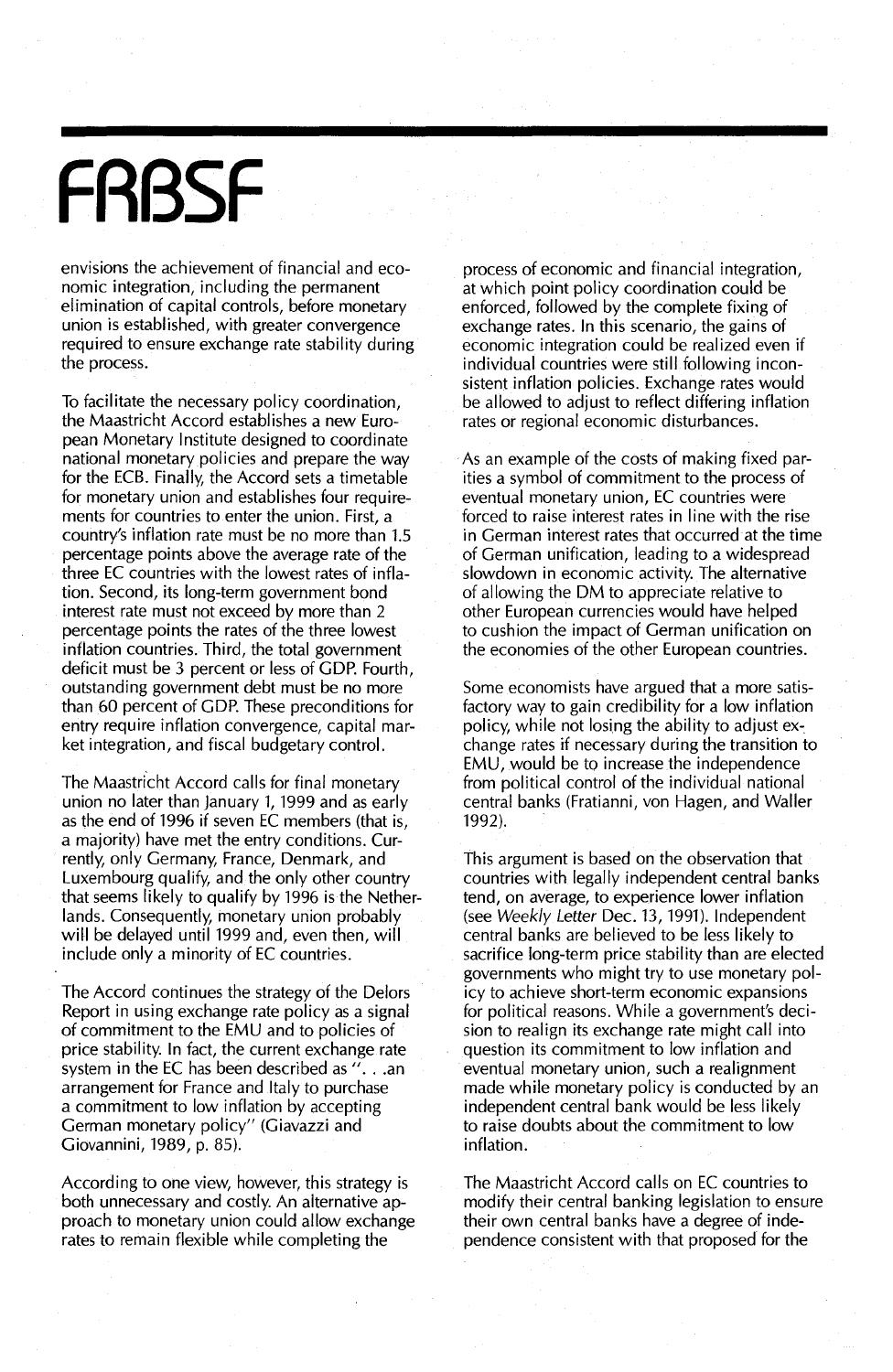envisions the achievement of financial and economic integration, including the permanent elimination of capital controls, before monetary union is established, with greater convergence required to ensure exchange rate stability during the process.

To facilitate the necessary policy coordination, the Maastricht Accord establishes a new European Monetary Institute designed to coordinate national monetary policies and prepare the way for the ECB. Finally, the Accord sets a timetable for monetary union and establishes four requirements for countries to enter the union. First, a country's inflation rate must be no more than 1.5 percentage points above the average rate of the three EC countries with the lowest rates of inflation. Second, its long-term government bond interest rate must not exceed by more than 2 percentage points the rates of the three lowest inflation countries. Third, the total government deficit must be 3 percent or less of GDP. Fourth, outstanding government debt must be no more than 60 percent of GDP. These preconditions for entry require inflation convergence, capital market integration, and fiscal budgetary control.

The Maastricht Accord calls for final monetary union no later than January 1, 1999 and as early as the end of 1996 if seven EC members (that is, a majority) have met the entry conditions. Currently, only Germany, France, Denmark, and Luxembourg qualify, and the only other country that seems likely to qualify by 1996 is the Netherlands. Consequently, monetary union probably will be delayed until 1999 and, even then, will include only a minority of EC countries.

The Accord continues the strategy of the Delors Report in using exchange rate policy as a signal of commitment to the EMU and to policies of price stability. In fact, the current exchange rate system in the EC has been described as ". . .an arrangement for France and Italy to purchase a commitment to low inflation by accepting German monetary policy" (Giavazzi and Giovannini, 1989, p. 85).

According to one view, however, this strategy is both unnecessary and costly. An alternative approach to monetary union could allow exchange rates to remain flexible while completing the process of economic and financial integration, at which point policy coordination could be enforced, followed by the complete fixing of exchange rates. In this scenario, the gains of economic integration could be realized even if individual countries were still following inconsistent inflation policies. Exchange rates would be allowed to adjust to reflect differing inflation rates or regional economic disturbances.

As an example of the costs of making fixed parities a symbol of commitment to the process of eventual monetary union, EC countries were forced to raise interest rates in line with the rise in German interest rates that occurred at the time of German unification, leading to a widespread slowdown in economic activity. The alternative of allowing the DM to appreciate relative to other European currencies would have helped to cushion the impact of German unification on the economies of the other European countries.

Some economists have argued that a more satisfactory way to gain credibility for a low inflation policy, while not losing the ability to adjust exchange rates if necessary during the transition to EMU, would be to increase the independence from political control of the individual national central banks (Fratianni, von Hagen, and Waller 1992).

This argument is based on the observation that countries with legally independent central banks tend, on average, to experience lower inflation (see *Weekly Letter* Dec. 13, 1991). Independent central banks are believed to be less likely to sacrifice long-term price stability than are elected governments who might try to use monetary policy to achieve short-term economic expansions for political reasons. While a government's decision to realign its exchange rate might call into question its commitment to low inflation and eventual monetary union, such a realignment made while monetary policy is conducted by an independent central bank would be less likely to raise doubts about the commitment to low inflation.

The Maastricht Accord calls on EC countries to modify their central banking legislation to ensure their own central banks have a degree of independence consistent with that proposed for the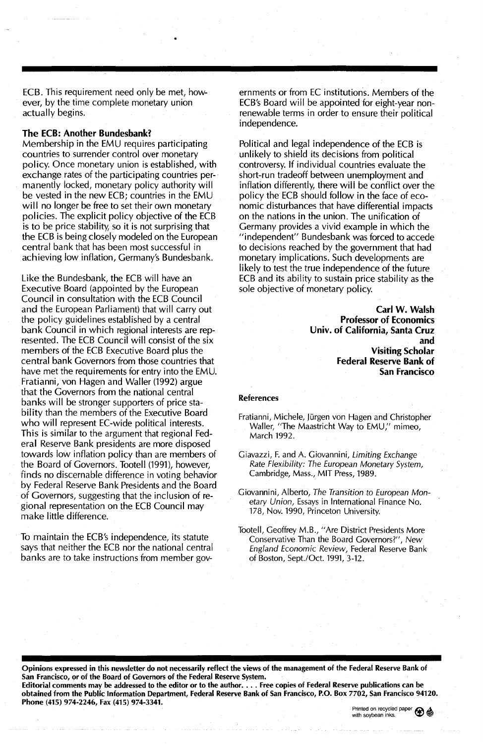ECB. This requirement need only be met, however, by the time complete monetary union actually begins.

### The ECB: Another Bundesbank?

Membership in the EMU requires participating countries to surrender control over monetary policy. Once monetary union is established, with exchange rates of the participating countries permanently locked, monetary policy authority will be vested in the new ECB; countries in the EMU will no longer be free to set their own monetary policies. The explicit policy objective of the ECB is to be price stability, so it is not surprising that the ECB is being closely modeled on the European central bank that has been most successful in achieving low inflation, Germany's Bundesbank.

Like the Bundesbank, the ECB will have an Executive Board (appointed by the European Council in consultation with the ECB Council and the European Parliament) that will carry out the policy guidelines established by a central bank Council in which regional interests are represented. The ECB Council will consist of the six members of the ECB Executive Board plus the central bank Governors from those countries that have met the requirements for entry into the EMU. Fratianni, von Hagen and Waller (1992) argue that the Governors from the national central banks will be stronger supporters of price stability than the members of the Executive Board who will represent EC-wide political interests. This is similar to the argument that regional Federal Reserve Bank presidents are more disposed towards low inflation policy than are members of the Board of Governors. Tootell (1991), however, finds no discernable difference in voting behavior by Federal Reserve Bank Presidents and the Board of Governors, suggesting that the inclusion of regional representation on the ECB Council may make little difference.

To maintain the ECB's independence, its statute says that neither the ECB nor the national central banks are to take instructions from member governments or from EC institutions. Members of the ECB's Board will be appointed for eight-year nonrenewable terms in order to ensure their political independence.

Political and legal independence of the ECB is unlikely to shield its decisions from political controversy. If individual countries evaluate the short-run tradeoff between unemployment and inflation differently, there will be conflict over the policy the ECB should follow in the face of economic disturbances that have differential impacts on the nations in the union. The unification of Germany provides a vivid example in which the "independent" Bundesbank was forced to accede to decisions reached by the government that had monetary implications. Such developments are likely to test the true independence of the future ECB and its ability to sustain price stability as the sole objective of monetary policy.

**Carl W. Walsh**
**Professor of Economics**
**Univ. of California, Santa Cruz**
**and**
**Visiting Scholar**
**Federal Reserve Bank of San Francisco**

#### References

Fratianni, Michele, Jürgen von Hagen and Christopher Waller, "The Maastricht Way to EMU," mimeo, March 1992.

Giavazzi, F. and A. Giovannini, *Limiting Exchange Rate Flexibility: The European Monetary System*, Cambridge, Mass., MIT Press, 1989.

Giovannini, Alberto, *The Transition to European Monetary Union*, Essays in International Finance No. 178, Nov. 1990, Princeton University.

Tootell, Geoffrey M.B., "Are District Presidents More Conservative Than the Board Governors?", *New England Economic Review*, Federal Reserve Bank of Boston, Sept./Oct. 1991, 3-12.

---

**Opinions expressed in this newsletter do not necessarily reflect the views of the management of the Federal Reserve Bank of San Francisco, or of the Board of Governors of the Federal Reserve System.**

**Editorial comments may be addressed to the editor or to the author. . . . Free copies of Federal Reserve publications can be obtained from the Public Information Department, Federal Reserve Bank of San Francisco, P.O. Box 7702, San Francisco 94120. Phone (415) 974-2246, Fax (415) 974-3341.**

Printed on recycled paper with soybean inks.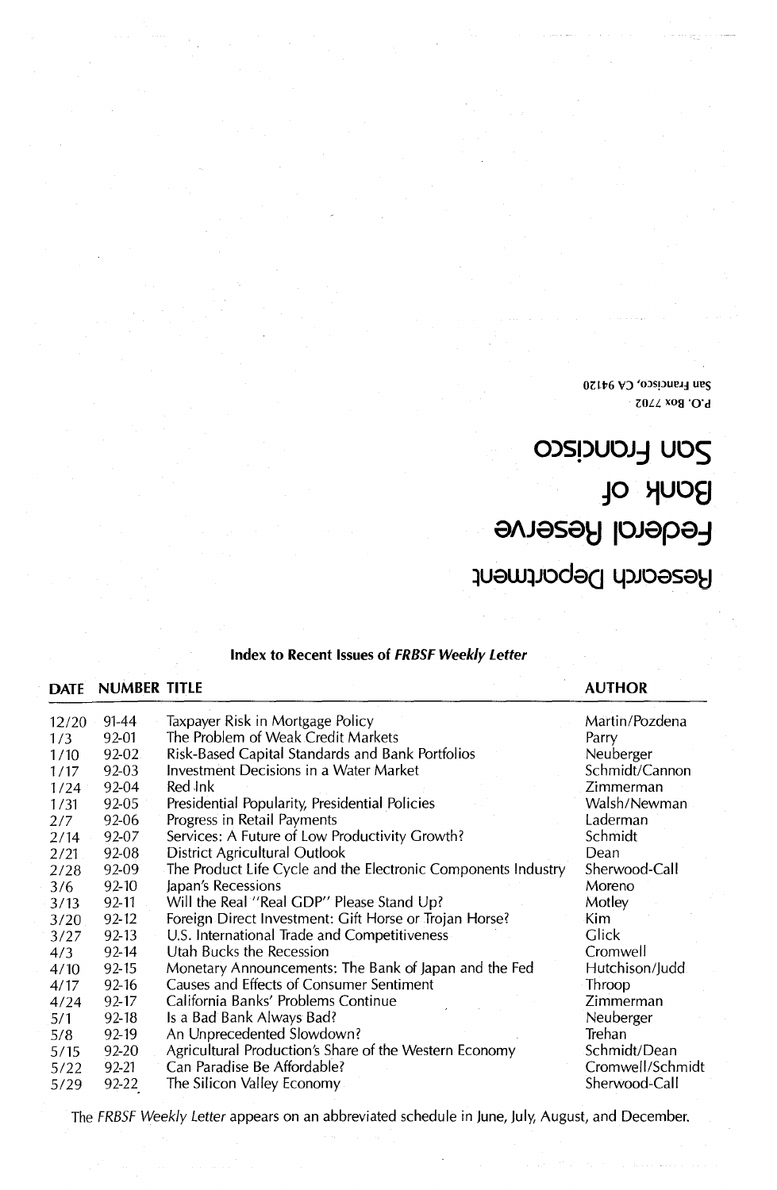Research Department

Federal Reserve

Bank of

San Francisco

P.O. Box 7702

San Francisco, CA 94120

## Index to Recent Issues of *FRBSF Weekly Letter*

| DATE | NUMBER | TITLE | AUTHOR |
|---|---|---|---|
| 12/20 | 91-44 | Taxpayer Risk in Mortgage Policy | Martin/Pozdena |
| 1/3 | 92-01 | The Problem of Weak Credit Markets | Parry |
| 1/10 | 92-02 | Risk-Based Capital Standards and Bank Portfolios | Neuberger |
| 1/17 | 92-03 | Investment Decisions in a Water Market | Schmidt/Cannon |
| 1/24 | 92-04 | Red Ink | Zimmerman |
| 1/31 | 92-05 | Presidential Popularity, Presidential Policies | Walsh/Newman |
| 2/7 | 92-06 | Progress in Retail Payments | Laderman |
| 2/14 | 92-07 | Services: A Future of Low Productivity Growth? | Schmidt |
| 2/21 | 92-08 | District Agricultural Outlook | Dean |
| 2/28 | 92-09 | The Product Life Cycle and the Electronic Components Industry | Sherwood-Call |
| 3/6 | 92-10 | Japan's Recessions | Moreno |
| 3/13 | 92-11 | Will the Real "Real GDP" Please Stand Up? | Motley |
| 3/20 | 92-12 | Foreign Direct Investment: Gift Horse or Trojan Horse? | Kim |
| 3/27 | 92-13 | U.S. International Trade and Competitiveness | Glick |
| 4/3 | 92-14 | Utah Bucks the Recession | Cromwell |
| 4/10 | 92-15 | Monetary Announcements: The Bank of Japan and the Fed | Hutchison/Judd |
| 4/17 | 92-16 | Causes and Effects of Consumer Sentiment | Throop |
| 4/24 | 92-17 | California Banks' Problems Continue | Zimmerman |
| 5/1 | 92-18 | Is a Bad Bank Always Bad? | Neuberger |
| 5/8 | 92-19 | An Unprecedented Slowdown? | Trehan |
| 5/15 | 92-20 | Agricultural Production's Share of the Western Economy | Schmidt/Dean |
| 5/22 | 92-21 | Can Paradise Be Affordable? | Cromwell/Schmidt |
| 5/29 | 92-22 | The Silicon Valley Economy | Sherwood-Call |

The *FRBSF Weekly Letter* appears on an abbreviated schedule in June, July, August, and December.